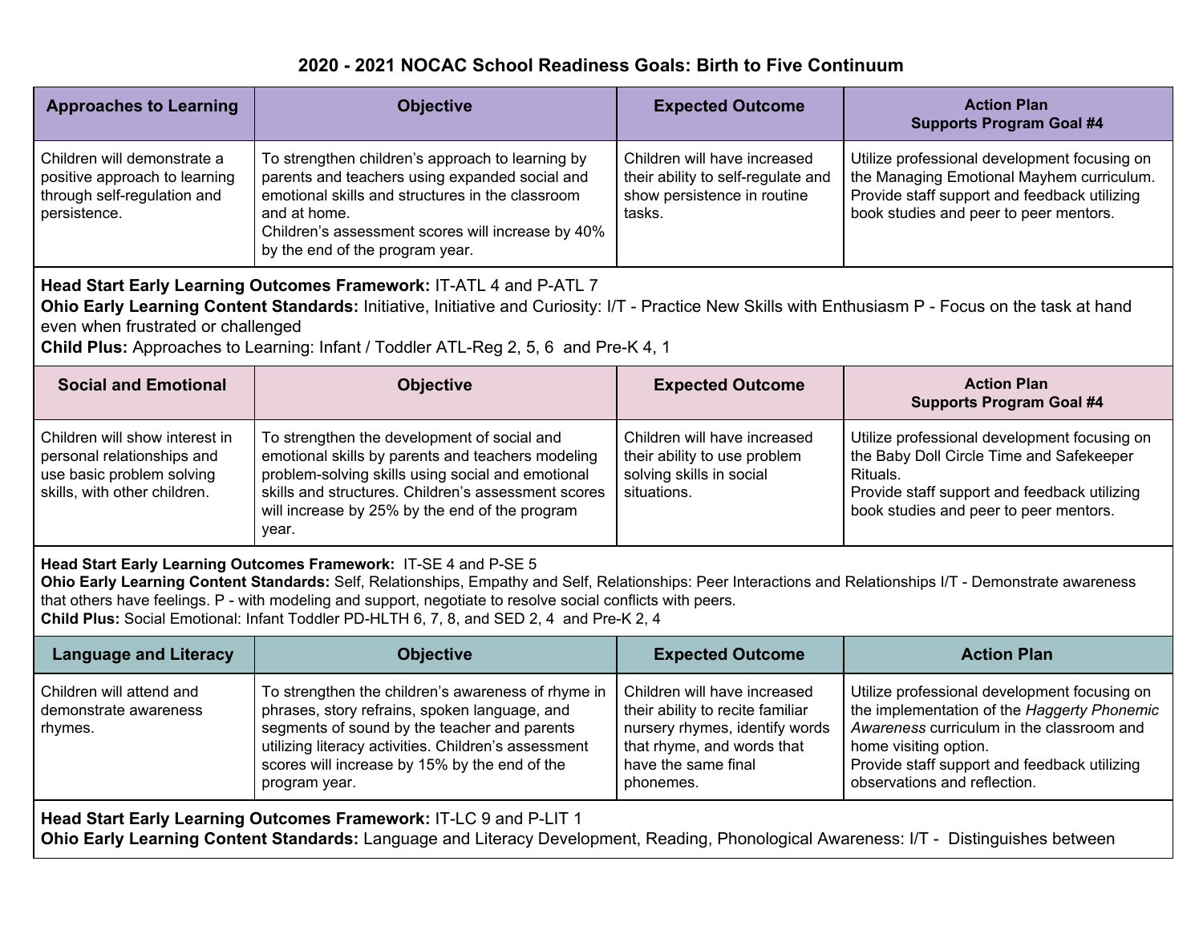# 2020 - 2021 NOCAC School Readiness Goals: Birth to Five Continuum

| Approaches to Learning | Objective | Expected Outcome | Action Plan Supports Program Goal #4 |
|---|---|---|---|
| Children will demonstrate a positive approach to learning through self-regulation and persistence. | To strengthen children's approach to learning by parents and teachers using expanded social and emotional skills and structures in the classroom and at home.<br>Children's assessment scores will increase by 40% by the end of the program year. | Children will have increased their ability to self-regulate and show persistence in routine tasks. | Utilize professional development focusing on the Managing Emotional Mayhem curriculum. Provide staff support and feedback utilizing book studies and peer to peer mentors. |

**Head Start Early Learning Outcomes Framework:** IT-ATL 4 and P-ATL 7
**Ohio Early Learning Content Standards:** Initiative, Initiative and Curiosity: I/T - Practice New Skills with Enthusiasm P - Focus on the task at hand even when frustrated or challenged
**Child Plus:** Approaches to Learning: Infant / Toddler ATL-Reg 2, 5, 6 and Pre-K 4, 1

| Social and Emotional | Objective | Expected Outcome | Action Plan Supports Program Goal #4 |
|---|---|---|---|
| Children will show interest in personal relationships and use basic problem solving skills, with other children. | To strengthen the development of social and emotional skills by parents and teachers modeling problem-solving skills using social and emotional skills and structures. Children's assessment scores will increase by 25% by the end of the program year. | Children will have increased their ability to use problem solving skills in social situations. | Utilize professional development focusing on the Baby Doll Circle Time and Safekeeper Rituals.<br>Provide staff support and feedback utilizing book studies and peer to peer mentors. |

**Head Start Early Learning Outcomes Framework:** IT-SE 4 and P-SE 5
**Ohio Early Learning Content Standards:** Self, Relationships, Empathy and Self, Relationships: Peer Interactions and Relationships I/T - Demonstrate awareness that others have feelings. P - with modeling and support, negotiate to resolve social conflicts with peers.
**Child Plus:** Social Emotional: Infant Toddler PD-HLTH 6, 7, 8, and SED 2, 4 and Pre-K 2, 4

| Language and Literacy | Objective | Expected Outcome | Action Plan |
|---|---|---|---|
| Children will attend and demonstrate awareness rhymes. | To strengthen the children's awareness of rhyme in phrases, story refrains, spoken language, and segments of sound by the teacher and parents utilizing literacy activities. Children's assessment scores will increase by 15% by the end of the program year. | Children will have increased their ability to recite familiar nursery rhymes, identify words that rhyme, and words that have the same final phonemes. | Utilize professional development focusing on the implementation of the *Haggerty Phonemic Awareness* curriculum in the classroom and home visiting option.<br>Provide staff support and feedback utilizing observations and reflection. |

**Head Start Early Learning Outcomes Framework:** IT-LC 9 and P-LIT 1
**Ohio Early Learning Content Standards:** Language and Literacy Development, Reading, Phonological Awareness: I/T - Distinguishes between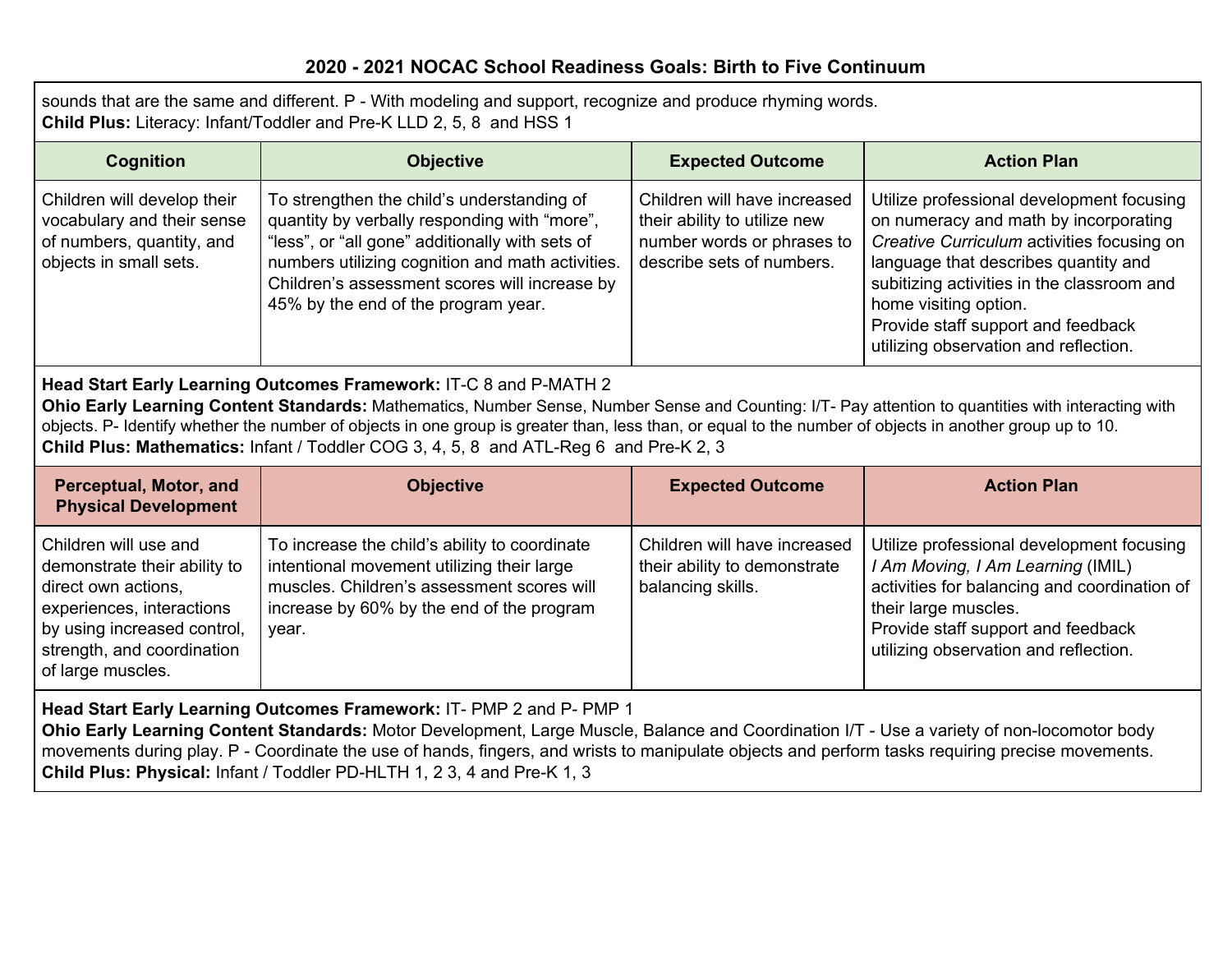## 2020 - 2021 NOCAC School Readiness Goals: Birth to Five Continuum

sounds that are the same and different. P - With modeling and support, recognize and produce rhyming words.
**Child Plus:** Literacy: Infant/Toddler and Pre-K LLD 2, 5, 8 and HSS 1

| Cognition | Objective | Expected Outcome | Action Plan |
|---|---|---|---|
| Children will develop their vocabulary and their sense of numbers, quantity, and objects in small sets. | To strengthen the child's understanding of quantity by verbally responding with "more", "less", or "all gone" additionally with sets of numbers utilizing cognition and math activities. Children's assessment scores will increase by 45% by the end of the program year. | Children will have increased their ability to utilize new number words or phrases to describe sets of numbers. | Utilize professional development focusing on numeracy and math by incorporating *Creative Curriculum* activities focusing on language that describes quantity and subitizing activities in the classroom and home visiting option.<br>Provide staff support and feedback utilizing observation and reflection. |

**Head Start Early Learning Outcomes Framework:** IT-C 8 and P-MATH 2
**Ohio Early Learning Content Standards:** Mathematics, Number Sense, Number Sense and Counting: I/T- Pay attention to quantities with interacting with objects. P- Identify whether the number of objects in one group is greater than, less than, or equal to the number of objects in another group up to 10.
**Child Plus: Mathematics:** Infant / Toddler COG 3, 4, 5, 8 and ATL-Reg 6 and Pre-K 2, 3

| Perceptual, Motor, and Physical Development | Objective | Expected Outcome | Action Plan |
|---|---|---|---|
| Children will use and demonstrate their ability to direct own actions, experiences, interactions by using increased control, strength, and coordination of large muscles. | To increase the child's ability to coordinate intentional movement utilizing their large muscles. Children's assessment scores will increase by 60% by the end of the program year. | Children will have increased their ability to demonstrate balancing skills. | Utilize professional development focusing *I Am Moving, I Am Learning* (IMIL) activities for balancing and coordination of their large muscles.<br>Provide staff support and feedback utilizing observation and reflection. |

**Head Start Early Learning Outcomes Framework:** IT- PMP 2 and P- PMP 1
**Ohio Early Learning Content Standards:** Motor Development, Large Muscle, Balance and Coordination I/T - Use a variety of non-locomotor body movements during play. P - Coordinate the use of hands, fingers, and wrists to manipulate objects and perform tasks requiring precise movements.
**Child Plus: Physical:** Infant / Toddler PD-HLTH 1, 2 3, 4 and Pre-K 1, 3